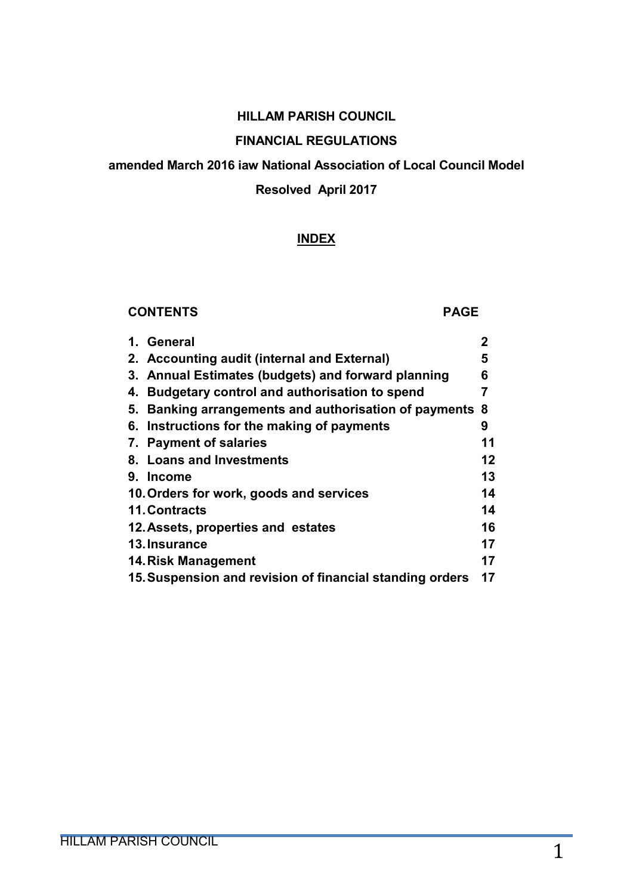# HILLAM PARISH COUNCIL

## FINANCIAL REGULATIONS

**amended March 2016 iaw National Association of Local Council Model**

**Resolved April 2017**

## INDEX

| CONTENTS | PAGE |
|---|---|
| 1. General | 2 |
| 2. Accounting audit (internal and External) | 5 |
| 3. Annual Estimates (budgets) and forward planning | 6 |
| 4. Budgetary control and authorisation to spend | 7 |
| 5. Banking arrangements and authorisation of payments | 8 |
| 6. Instructions for the making of payments | 9 |
| 7. Payment of salaries | 11 |
| 8. Loans and Investments | 12 |
| 9. Income | 13 |
| 10. Orders for work, goods and services | 14 |
| 11. Contracts | 14 |
| 12. Assets, properties and estates | 16 |
| 13. Insurance | 17 |
| 14. Risk Management | 17 |
| 15. Suspension and revision of financial standing orders | 17 |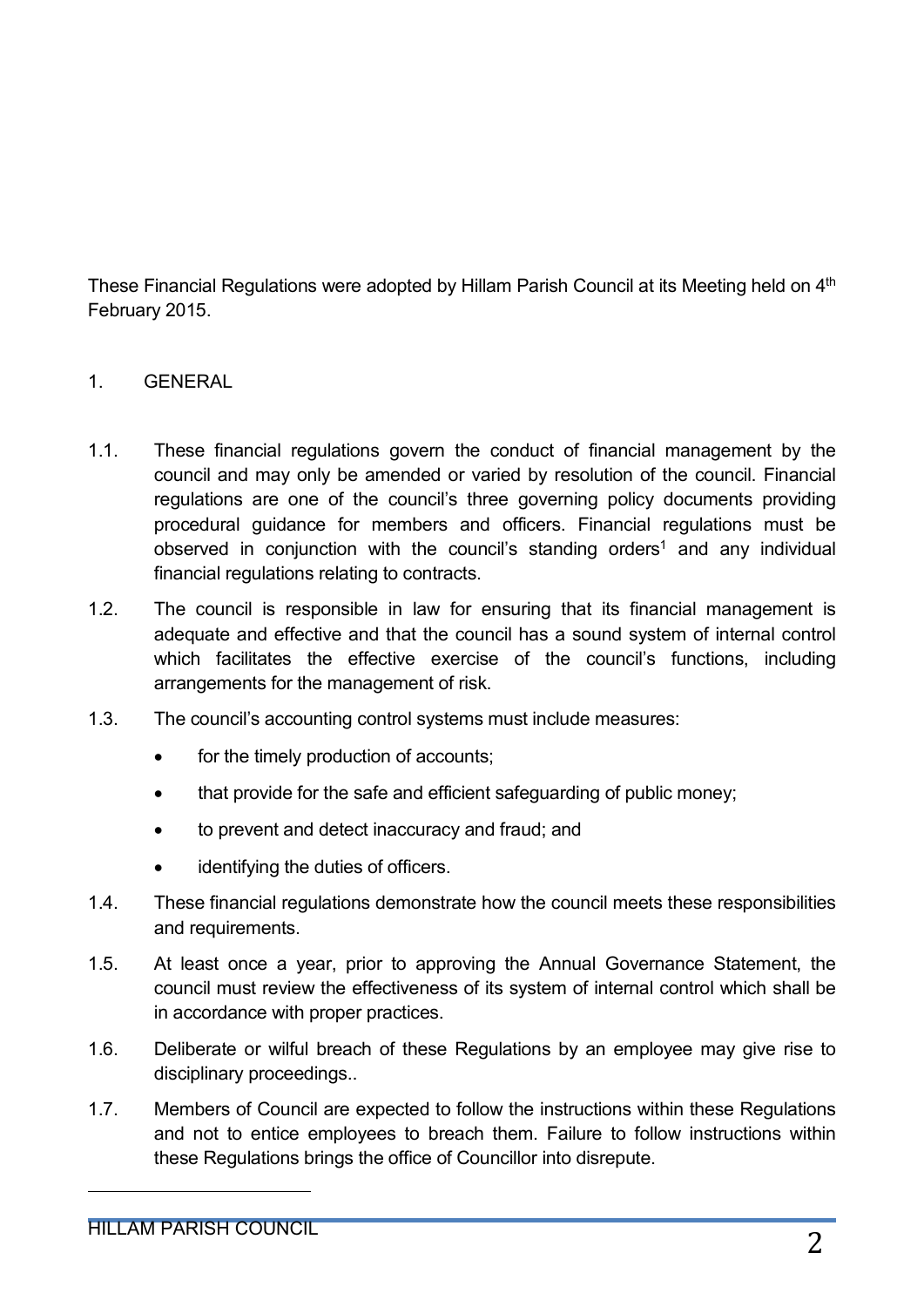These Financial Regulations were adopted by Hillam Parish Council at its Meeting held on 4th February 2015.

## 1. GENERAL

1.1. These financial regulations govern the conduct of financial management by the council and may only be amended or varied by resolution of the council. Financial regulations are one of the council's three governing policy documents providing procedural guidance for members and officers. Financial regulations must be observed in conjunction with the council's standing orders[1] and any individual financial regulations relating to contracts.

1.2. The council is responsible in law for ensuring that its financial management is adequate and effective and that the council has a sound system of internal control which facilitates the effective exercise of the council's functions, including arrangements for the management of risk.

1.3. The council's accounting control systems must include measures:

- for the timely production of accounts;
- that provide for the safe and efficient safeguarding of public money;
- to prevent and detect inaccuracy and fraud; and
- identifying the duties of officers.

1.4. These financial regulations demonstrate how the council meets these responsibilities and requirements.

1.5. At least once a year, prior to approving the Annual Governance Statement, the council must review the effectiveness of its system of internal control which shall be in accordance with proper practices.

1.6. Deliberate or wilful breach of these Regulations by an employee may give rise to disciplinary proceedings..

1.7. Members of Council are expected to follow the instructions within these Regulations and not to entice employees to breach them. Failure to follow instructions within these Regulations brings the office of Councillor into disrepute.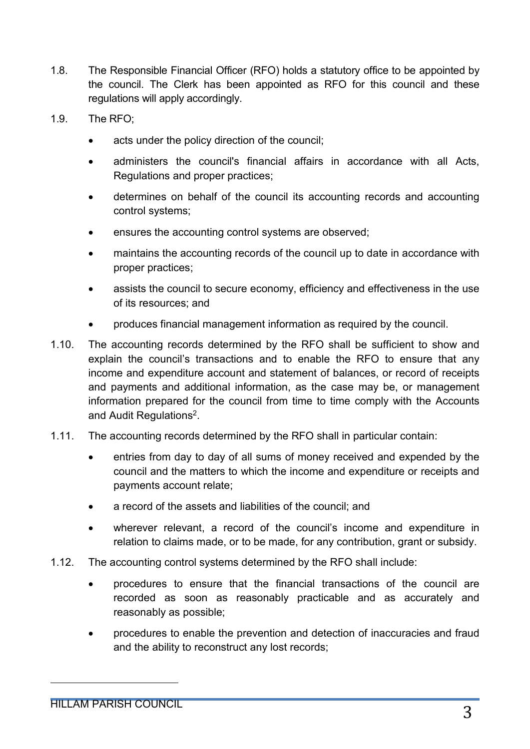1.8. The Responsible Financial Officer (RFO) holds a statutory office to be appointed by the council. The Clerk has been appointed as RFO for this council and these regulations will apply accordingly.

1.9. The RFO;

- acts under the policy direction of the council;
- administers the council's financial affairs in accordance with all Acts, Regulations and proper practices;
- determines on behalf of the council its accounting records and accounting control systems;
- ensures the accounting control systems are observed;
- maintains the accounting records of the council up to date in accordance with proper practices;
- assists the council to secure economy, efficiency and effectiveness in the use of its resources; and
- produces financial management information as required by the council.

1.10. The accounting records determined by the RFO shall be sufficient to show and explain the council's transactions and to enable the RFO to ensure that any income and expenditure account and statement of balances, or record of receipts and payments and additional information, as the case may be, or management information prepared for the council from time to time comply with the Accounts and Audit Regulations[2].

1.11. The accounting records determined by the RFO shall in particular contain:

- entries from day to day of all sums of money received and expended by the council and the matters to which the income and expenditure or receipts and payments account relate;
- a record of the assets and liabilities of the council; and
- wherever relevant, a record of the council's income and expenditure in relation to claims made, or to be made, for any contribution, grant or subsidy.

1.12. The accounting control systems determined by the RFO shall include:

- procedures to ensure that the financial transactions of the council are recorded as soon as reasonably practicable and as accurately and reasonably as possible;
- procedures to enable the prevention and detection of inaccuracies and fraud and the ability to reconstruct any lost records;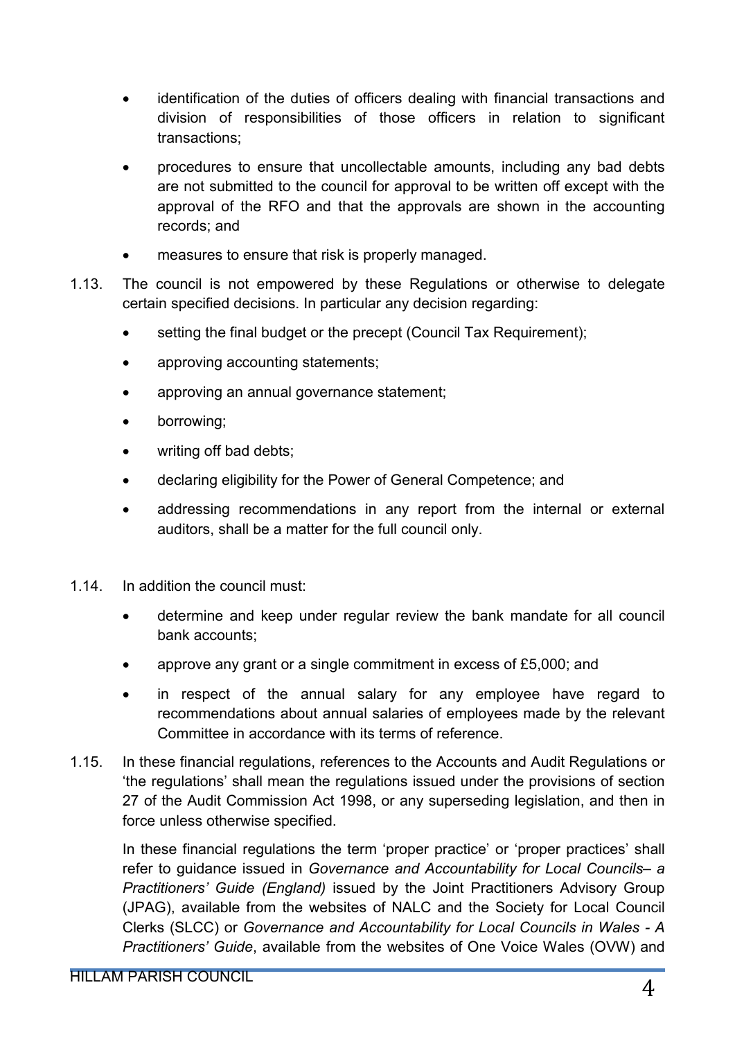- identification of the duties of officers dealing with financial transactions and division of responsibilities of those officers in relation to significant transactions;
- procedures to ensure that uncollectable amounts, including any bad debts are not submitted to the council for approval to be written off except with the approval of the RFO and that the approvals are shown in the accounting records; and
- measures to ensure that risk is properly managed.

1.13. The council is not empowered by these Regulations or otherwise to delegate certain specified decisions. In particular any decision regarding:

- setting the final budget or the precept (Council Tax Requirement);
- approving accounting statements;
- approving an annual governance statement;
- borrowing;
- writing off bad debts;
- declaring eligibility for the Power of General Competence; and
- addressing recommendations in any report from the internal or external auditors, shall be a matter for the full council only.

1.14. In addition the council must:

- determine and keep under regular review the bank mandate for all council bank accounts;
- approve any grant or a single commitment in excess of £5,000; and
- in respect of the annual salary for any employee have regard to recommendations about annual salaries of employees made by the relevant Committee in accordance with its terms of reference.

1.15. In these financial regulations, references to the Accounts and Audit Regulations or 'the regulations' shall mean the regulations issued under the provisions of section 27 of the Audit Commission Act 1998, or any superseding legislation, and then in force unless otherwise specified.

In these financial regulations the term 'proper practice' or 'proper practices' shall refer to guidance issued in *Governance and Accountability for Local Councils– a Practitioners' Guide (England)* issued by the Joint Practitioners Advisory Group (JPAG), available from the websites of NALC and the Society for Local Council Clerks (SLCC) or *Governance and Accountability for Local Councils in Wales - A Practitioners' Guide*, available from the websites of One Voice Wales (OVW) and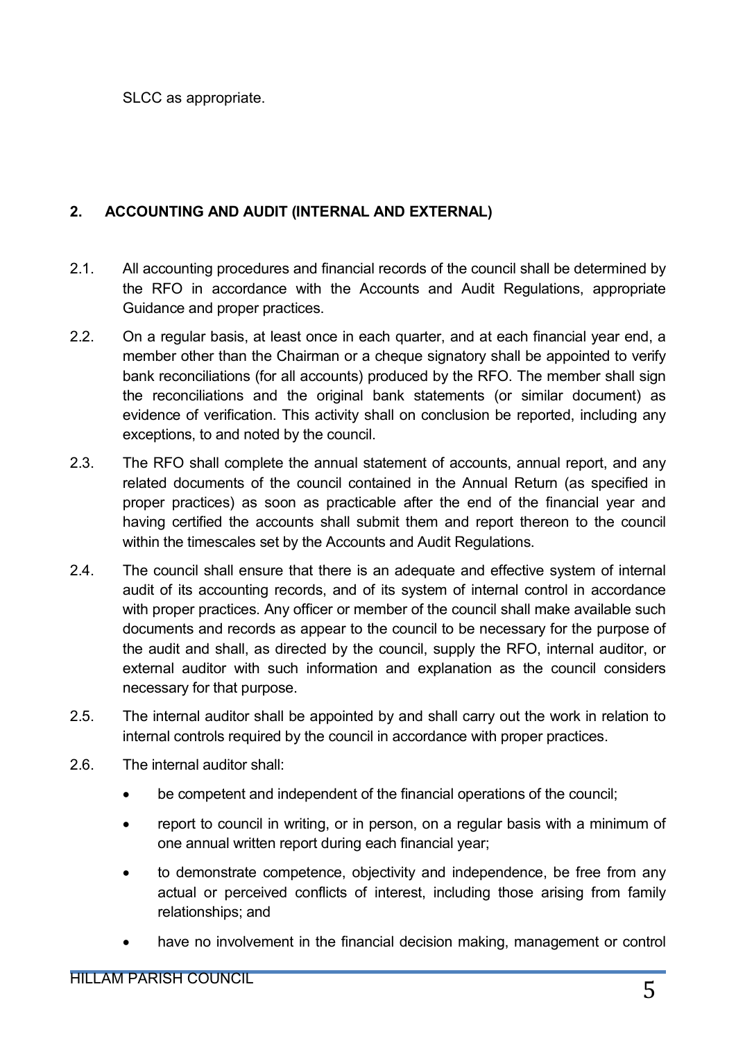SLCC as appropriate.

## 2. ACCOUNTING AND AUDIT (INTERNAL AND EXTERNAL)

2.1. All accounting procedures and financial records of the council shall be determined by the RFO in accordance with the Accounts and Audit Regulations, appropriate Guidance and proper practices.

2.2. On a regular basis, at least once in each quarter, and at each financial year end, a member other than the Chairman or a cheque signatory shall be appointed to verify bank reconciliations (for all accounts) produced by the RFO. The member shall sign the reconciliations and the original bank statements (or similar document) as evidence of verification. This activity shall on conclusion be reported, including any exceptions, to and noted by the council.

2.3. The RFO shall complete the annual statement of accounts, annual report, and any related documents of the council contained in the Annual Return (as specified in proper practices) as soon as practicable after the end of the financial year and having certified the accounts shall submit them and report thereon to the council within the timescales set by the Accounts and Audit Regulations.

2.4. The council shall ensure that there is an adequate and effective system of internal audit of its accounting records, and of its system of internal control in accordance with proper practices. Any officer or member of the council shall make available such documents and records as appear to the council to be necessary for the purpose of the audit and shall, as directed by the council, supply the RFO, internal auditor, or external auditor with such information and explanation as the council considers necessary for that purpose.

2.5. The internal auditor shall be appointed by and shall carry out the work in relation to internal controls required by the council in accordance with proper practices.

2.6. The internal auditor shall:

- be competent and independent of the financial operations of the council;
- report to council in writing, or in person, on a regular basis with a minimum of one annual written report during each financial year;
- to demonstrate competence, objectivity and independence, be free from any actual or perceived conflicts of interest, including those arising from family relationships; and
- have no involvement in the financial decision making, management or control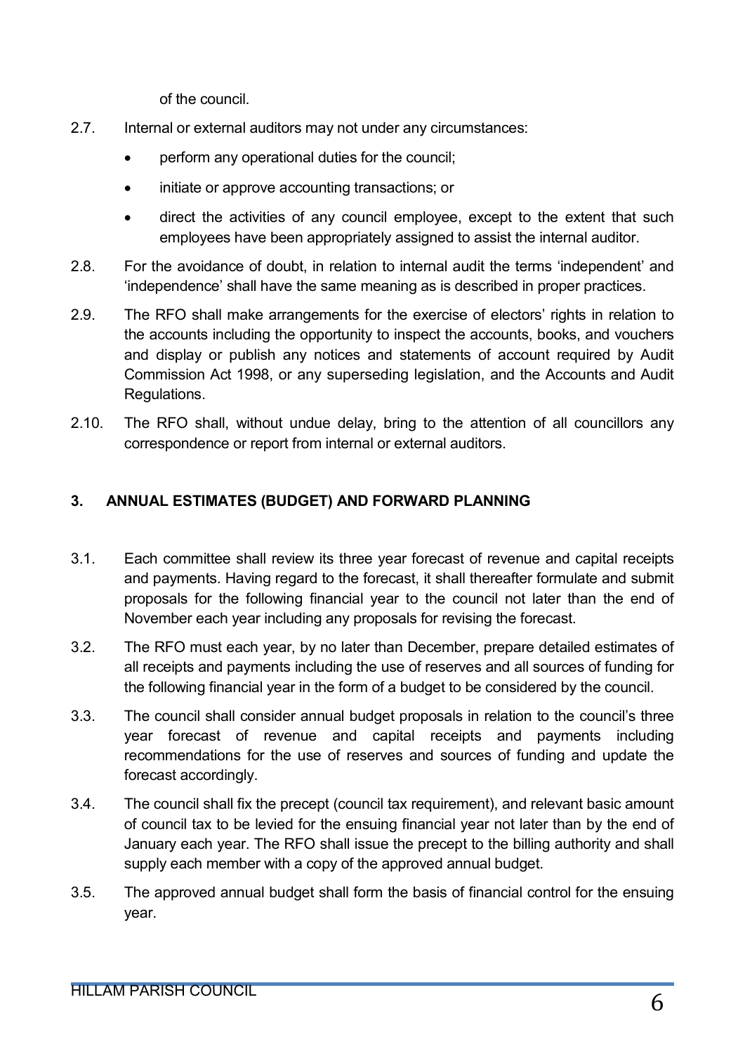of the council.

2.7. Internal or external auditors may not under any circumstances:

- perform any operational duties for the council;
- initiate or approve accounting transactions; or
- direct the activities of any council employee, except to the extent that such employees have been appropriately assigned to assist the internal auditor.

2.8. For the avoidance of doubt, in relation to internal audit the terms 'independent' and 'independence' shall have the same meaning as is described in proper practices.

2.9. The RFO shall make arrangements for the exercise of electors' rights in relation to the accounts including the opportunity to inspect the accounts, books, and vouchers and display or publish any notices and statements of account required by Audit Commission Act 1998, or any superseding legislation, and the Accounts and Audit Regulations.

2.10. The RFO shall, without undue delay, bring to the attention of all councillors any correspondence or report from internal or external auditors.

## 3. ANNUAL ESTIMATES (BUDGET) AND FORWARD PLANNING

3.1. Each committee shall review its three year forecast of revenue and capital receipts and payments. Having regard to the forecast, it shall thereafter formulate and submit proposals for the following financial year to the council not later than the end of November each year including any proposals for revising the forecast.

3.2. The RFO must each year, by no later than December, prepare detailed estimates of all receipts and payments including the use of reserves and all sources of funding for the following financial year in the form of a budget to be considered by the council.

3.3. The council shall consider annual budget proposals in relation to the council's three year forecast of revenue and capital receipts and payments including recommendations for the use of reserves and sources of funding and update the forecast accordingly.

3.4. The council shall fix the precept (council tax requirement), and relevant basic amount of council tax to be levied for the ensuing financial year not later than by the end of January each year. The RFO shall issue the precept to the billing authority and shall supply each member with a copy of the approved annual budget.

3.5. The approved annual budget shall form the basis of financial control for the ensuing year.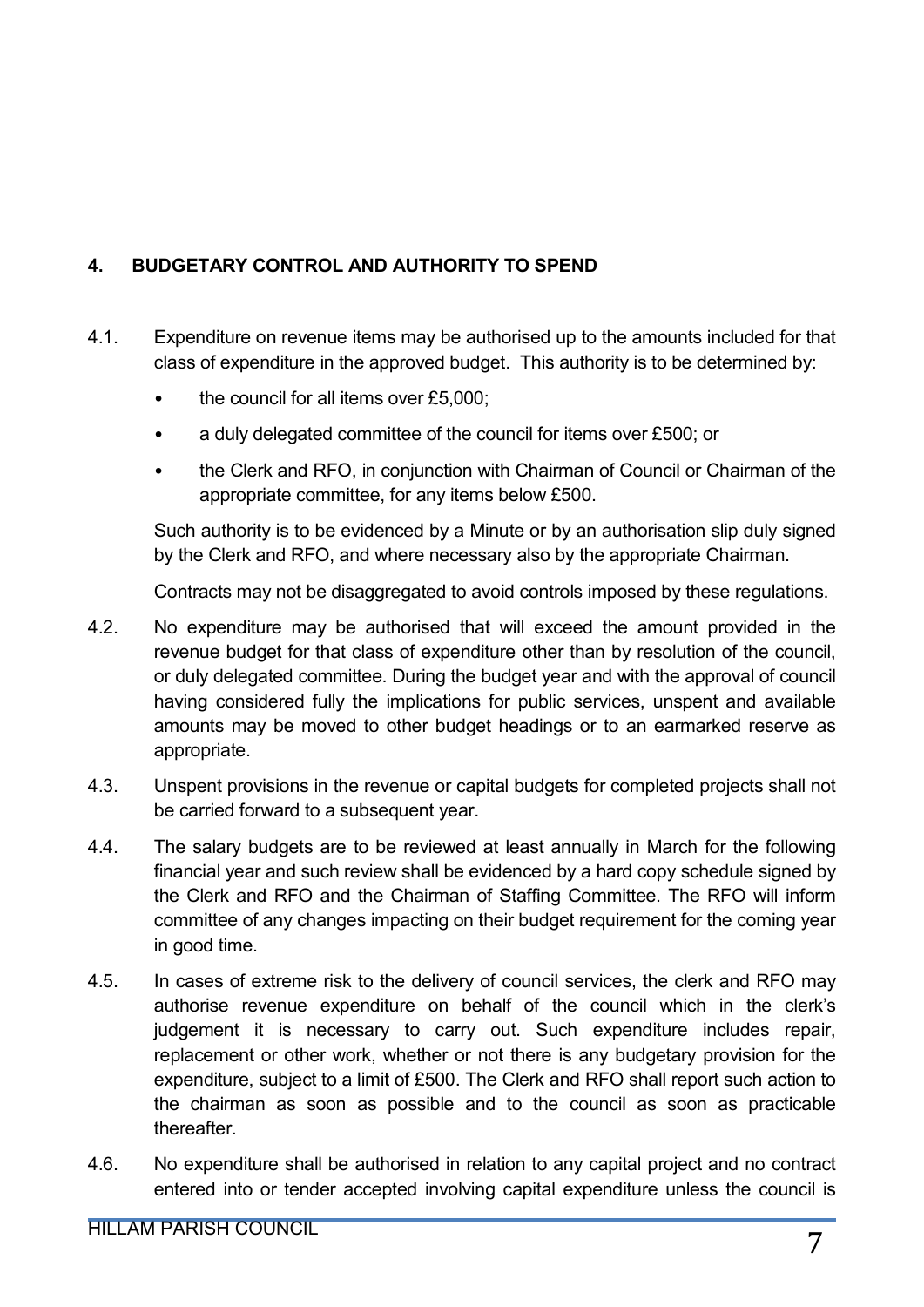## 4. BUDGETARY CONTROL AND AUTHORITY TO SPEND

4.1. Expenditure on revenue items may be authorised up to the amounts included for that class of expenditure in the approved budget. This authority is to be determined by:

- the council for all items over £5,000;
- a duly delegated committee of the council for items over £500; or
- the Clerk and RFO, in conjunction with Chairman of Council or Chairman of the appropriate committee, for any items below £500.

Such authority is to be evidenced by a Minute or by an authorisation slip duly signed by the Clerk and RFO, and where necessary also by the appropriate Chairman.

Contracts may not be disaggregated to avoid controls imposed by these regulations.

4.2. No expenditure may be authorised that will exceed the amount provided in the revenue budget for that class of expenditure other than by resolution of the council, or duly delegated committee. During the budget year and with the approval of council having considered fully the implications for public services, unspent and available amounts may be moved to other budget headings or to an earmarked reserve as appropriate.

4.3. Unspent provisions in the revenue or capital budgets for completed projects shall not be carried forward to a subsequent year.

4.4. The salary budgets are to be reviewed at least annually in March for the following financial year and such review shall be evidenced by a hard copy schedule signed by the Clerk and RFO and the Chairman of Staffing Committee. The RFO will inform committee of any changes impacting on their budget requirement for the coming year in good time.

4.5. In cases of extreme risk to the delivery of council services, the clerk and RFO may authorise revenue expenditure on behalf of the council which in the clerk's judgement it is necessary to carry out. Such expenditure includes repair, replacement or other work, whether or not there is any budgetary provision for the expenditure, subject to a limit of £500. The Clerk and RFO shall report such action to the chairman as soon as possible and to the council as soon as practicable thereafter.

4.6. No expenditure shall be authorised in relation to any capital project and no contract entered into or tender accepted involving capital expenditure unless the council is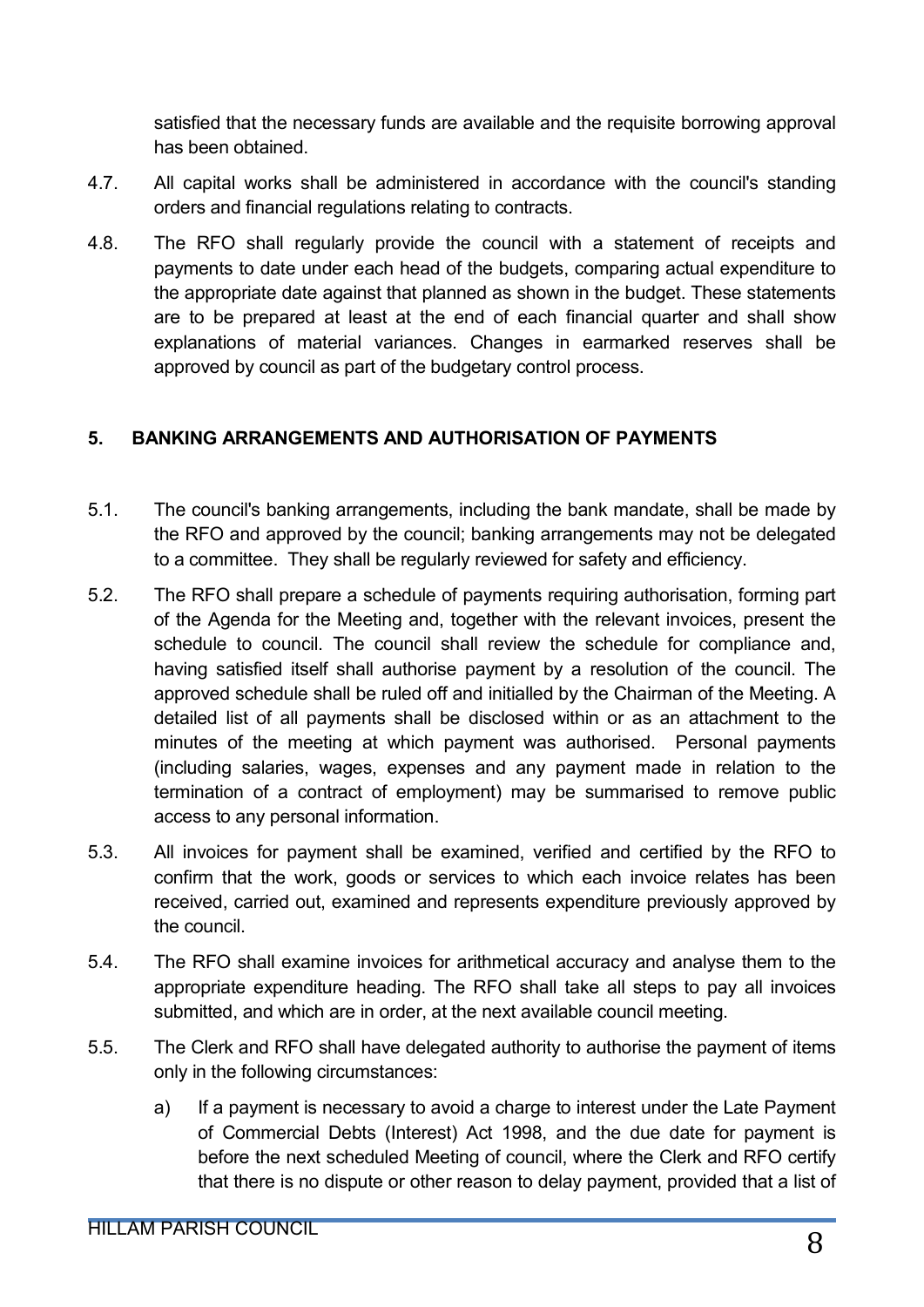satisfied that the necessary funds are available and the requisite borrowing approval has been obtained.

4.7. All capital works shall be administered in accordance with the council's standing orders and financial regulations relating to contracts.

4.8. The RFO shall regularly provide the council with a statement of receipts and payments to date under each head of the budgets, comparing actual expenditure to the appropriate date against that planned as shown in the budget. These statements are to be prepared at least at the end of each financial quarter and shall show explanations of material variances. Changes in earmarked reserves shall be approved by council as part of the budgetary control process.

## 5. BANKING ARRANGEMENTS AND AUTHORISATION OF PAYMENTS

5.1. The council's banking arrangements, including the bank mandate, shall be made by the RFO and approved by the council; banking arrangements may not be delegated to a committee. They shall be regularly reviewed for safety and efficiency.

5.2. The RFO shall prepare a schedule of payments requiring authorisation, forming part of the Agenda for the Meeting and, together with the relevant invoices, present the schedule to council. The council shall review the schedule for compliance and, having satisfied itself shall authorise payment by a resolution of the council. The approved schedule shall be ruled off and initialled by the Chairman of the Meeting. A detailed list of all payments shall be disclosed within or as an attachment to the minutes of the meeting at which payment was authorised. Personal payments (including salaries, wages, expenses and any payment made in relation to the termination of a contract of employment) may be summarised to remove public access to any personal information.

5.3. All invoices for payment shall be examined, verified and certified by the RFO to confirm that the work, goods or services to which each invoice relates has been received, carried out, examined and represents expenditure previously approved by the council.

5.4. The RFO shall examine invoices for arithmetical accuracy and analyse them to the appropriate expenditure heading. The RFO shall take all steps to pay all invoices submitted, and which are in order, at the next available council meeting.

5.5. The Clerk and RFO shall have delegated authority to authorise the payment of items only in the following circumstances:

a) If a payment is necessary to avoid a charge to interest under the Late Payment of Commercial Debts (Interest) Act 1998, and the due date for payment is before the next scheduled Meeting of council, where the Clerk and RFO certify that there is no dispute or other reason to delay payment, provided that a list of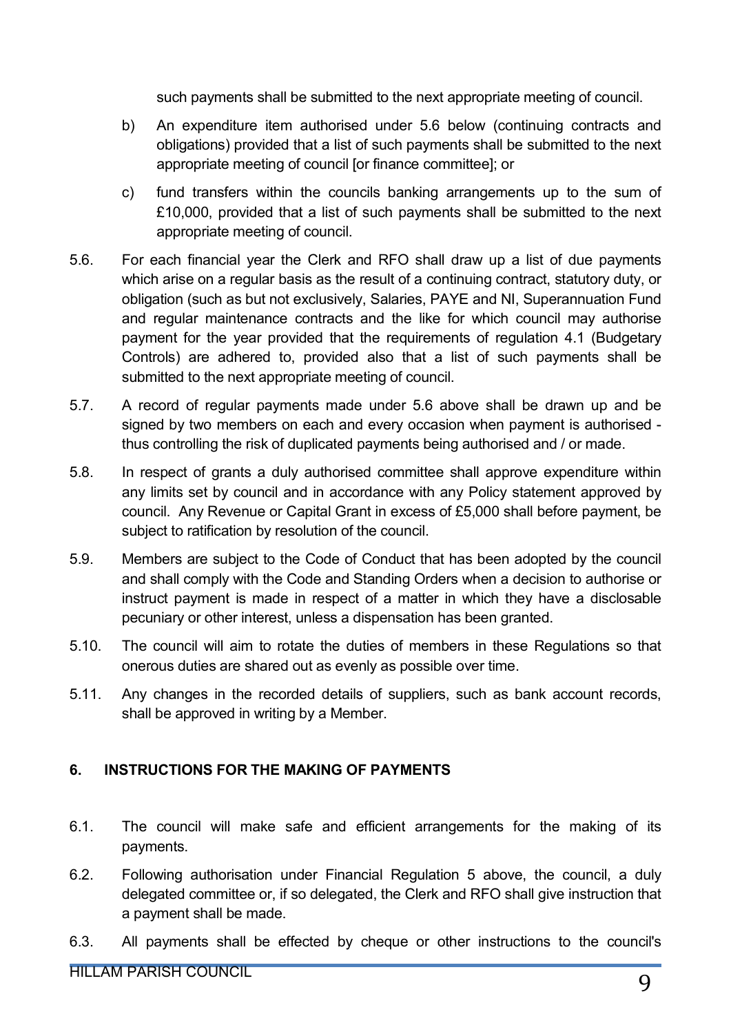such payments shall be submitted to the next appropriate meeting of council.

b) An expenditure item authorised under 5.6 below (continuing contracts and obligations) provided that a list of such payments shall be submitted to the next appropriate meeting of council [or finance committee]; or

c) fund transfers within the councils banking arrangements up to the sum of £10,000, provided that a list of such payments shall be submitted to the next appropriate meeting of council.

5.6. For each financial year the Clerk and RFO shall draw up a list of due payments which arise on a regular basis as the result of a continuing contract, statutory duty, or obligation (such as but not exclusively, Salaries, PAYE and NI, Superannuation Fund and regular maintenance contracts and the like for which council may authorise payment for the year provided that the requirements of regulation 4.1 (Budgetary Controls) are adhered to, provided also that a list of such payments shall be submitted to the next appropriate meeting of council.

5.7. A record of regular payments made under 5.6 above shall be drawn up and be signed by two members on each and every occasion when payment is authorised - thus controlling the risk of duplicated payments being authorised and / or made.

5.8. In respect of grants a duly authorised committee shall approve expenditure within any limits set by council and in accordance with any Policy statement approved by council. Any Revenue or Capital Grant in excess of £5,000 shall before payment, be subject to ratification by resolution of the council.

5.9. Members are subject to the Code of Conduct that has been adopted by the council and shall comply with the Code and Standing Orders when a decision to authorise or instruct payment is made in respect of a matter in which they have a disclosable pecuniary or other interest, unless a dispensation has been granted.

5.10. The council will aim to rotate the duties of members in these Regulations so that onerous duties are shared out as evenly as possible over time.

5.11. Any changes in the recorded details of suppliers, such as bank account records, shall be approved in writing by a Member.

## 6. INSTRUCTIONS FOR THE MAKING OF PAYMENTS

6.1. The council will make safe and efficient arrangements for the making of its payments.

6.2. Following authorisation under Financial Regulation 5 above, the council, a duly delegated committee or, if so delegated, the Clerk and RFO shall give instruction that a payment shall be made.

6.3. All payments shall be effected by cheque or other instructions to the council's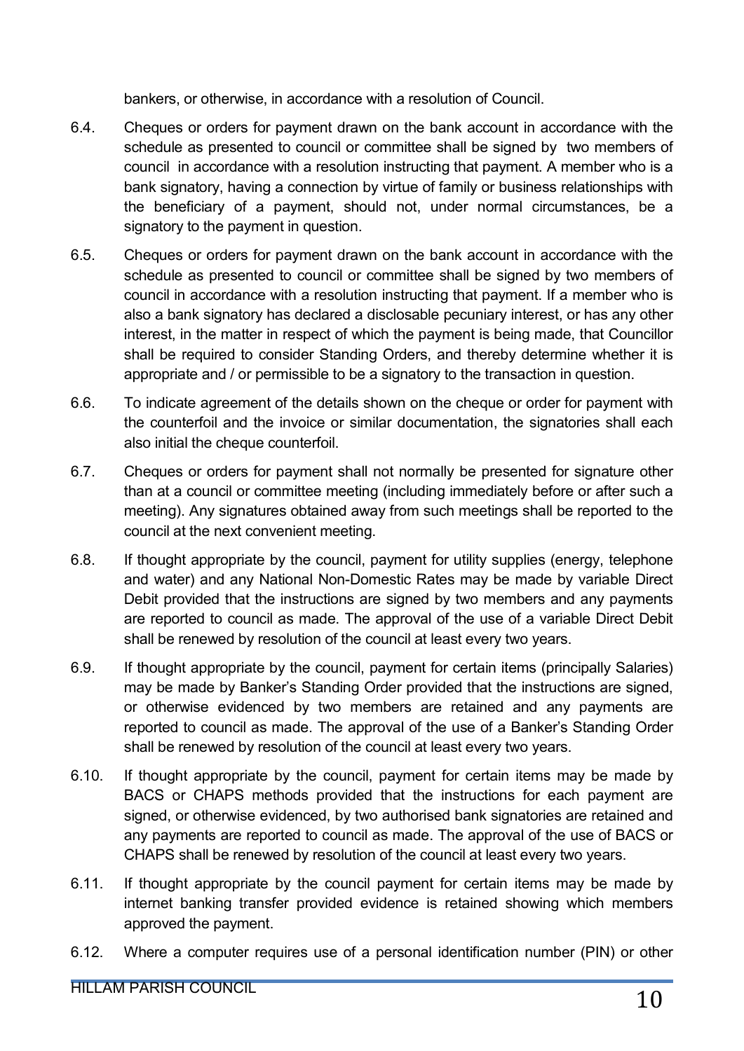bankers, or otherwise, in accordance with a resolution of Council.

6.4. Cheques or orders for payment drawn on the bank account in accordance with the schedule as presented to council or committee shall be signed by two members of council in accordance with a resolution instructing that payment. A member who is a bank signatory, having a connection by virtue of family or business relationships with the beneficiary of a payment, should not, under normal circumstances, be a signatory to the payment in question.

6.5. Cheques or orders for payment drawn on the bank account in accordance with the schedule as presented to council or committee shall be signed by two members of council in accordance with a resolution instructing that payment. If a member who is also a bank signatory has declared a disclosable pecuniary interest, or has any other interest, in the matter in respect of which the payment is being made, that Councillor shall be required to consider Standing Orders, and thereby determine whether it is appropriate and / or permissible to be a signatory to the transaction in question.

6.6. To indicate agreement of the details shown on the cheque or order for payment with the counterfoil and the invoice or similar documentation, the signatories shall each also initial the cheque counterfoil.

6.7. Cheques or orders for payment shall not normally be presented for signature other than at a council or committee meeting (including immediately before or after such a meeting). Any signatures obtained away from such meetings shall be reported to the council at the next convenient meeting.

6.8. If thought appropriate by the council, payment for utility supplies (energy, telephone and water) and any National Non-Domestic Rates may be made by variable Direct Debit provided that the instructions are signed by two members and any payments are reported to council as made. The approval of the use of a variable Direct Debit shall be renewed by resolution of the council at least every two years.

6.9. If thought appropriate by the council, payment for certain items (principally Salaries) may be made by Banker's Standing Order provided that the instructions are signed, or otherwise evidenced by two members are retained and any payments are reported to council as made. The approval of the use of a Banker's Standing Order shall be renewed by resolution of the council at least every two years.

6.10. If thought appropriate by the council, payment for certain items may be made by BACS or CHAPS methods provided that the instructions for each payment are signed, or otherwise evidenced, by two authorised bank signatories are retained and any payments are reported to council as made. The approval of the use of BACS or CHAPS shall be renewed by resolution of the council at least every two years.

6.11. If thought appropriate by the council payment for certain items may be made by internet banking transfer provided evidence is retained showing which members approved the payment.

6.12. Where a computer requires use of a personal identification number (PIN) or other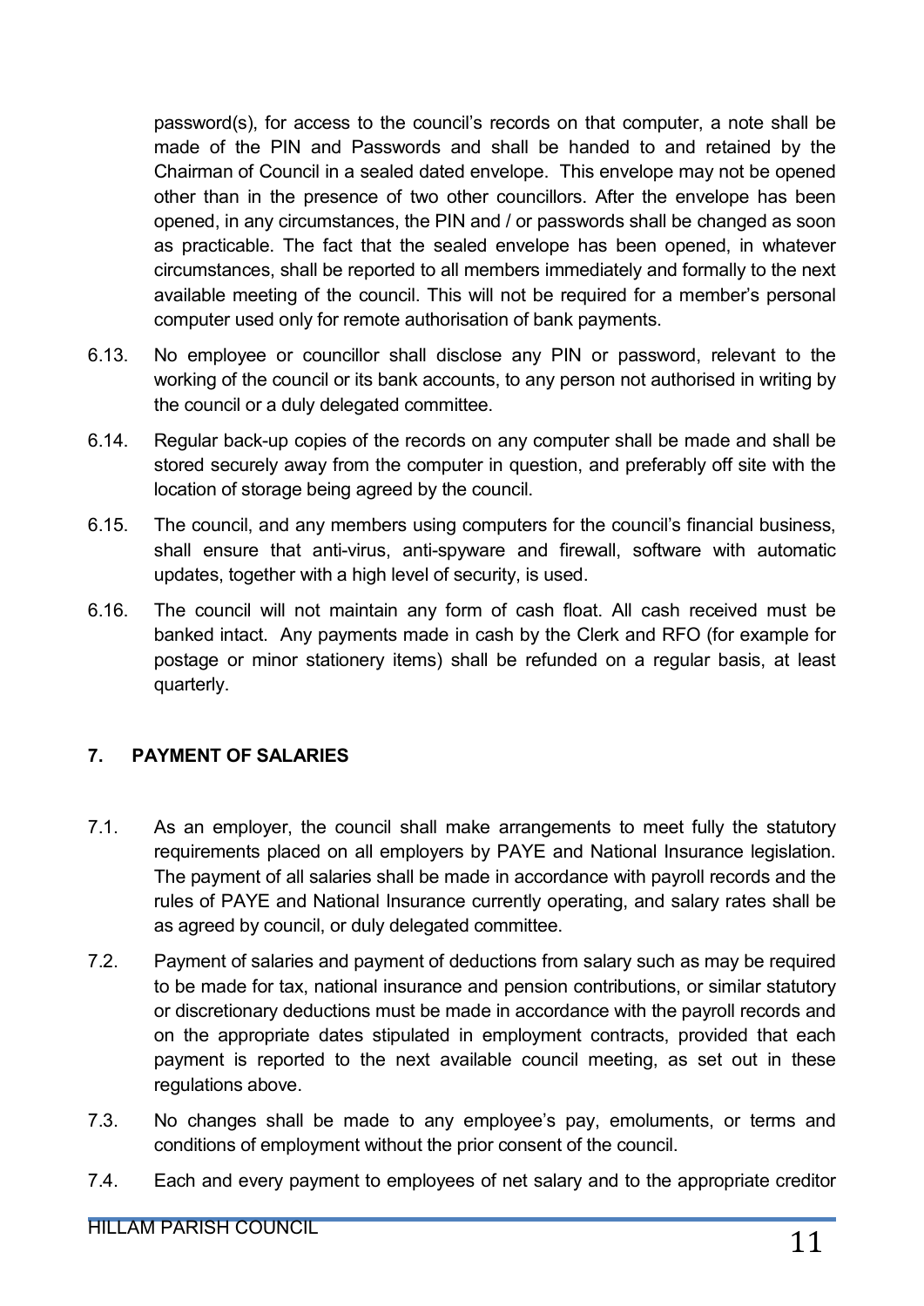password(s), for access to the council's records on that computer, a note shall be made of the PIN and Passwords and shall be handed to and retained by the Chairman of Council in a sealed dated envelope. This envelope may not be opened other than in the presence of two other councillors. After the envelope has been opened, in any circumstances, the PIN and / or passwords shall be changed as soon as practicable. The fact that the sealed envelope has been opened, in whatever circumstances, shall be reported to all members immediately and formally to the next available meeting of the council. This will not be required for a member's personal computer used only for remote authorisation of bank payments.

6.13. No employee or councillor shall disclose any PIN or password, relevant to the working of the council or its bank accounts, to any person not authorised in writing by the council or a duly delegated committee.

6.14. Regular back-up copies of the records on any computer shall be made and shall be stored securely away from the computer in question, and preferably off site with the location of storage being agreed by the council.

6.15. The council, and any members using computers for the council's financial business, shall ensure that anti-virus, anti-spyware and firewall, software with automatic updates, together with a high level of security, is used.

6.16. The council will not maintain any form of cash float. All cash received must be banked intact. Any payments made in cash by the Clerk and RFO (for example for postage or minor stationery items) shall be refunded on a regular basis, at least quarterly.

## 7. PAYMENT OF SALARIES

7.1. As an employer, the council shall make arrangements to meet fully the statutory requirements placed on all employers by PAYE and National Insurance legislation. The payment of all salaries shall be made in accordance with payroll records and the rules of PAYE and National Insurance currently operating, and salary rates shall be as agreed by council, or duly delegated committee.

7.2. Payment of salaries and payment of deductions from salary such as may be required to be made for tax, national insurance and pension contributions, or similar statutory or discretionary deductions must be made in accordance with the payroll records and on the appropriate dates stipulated in employment contracts, provided that each payment is reported to the next available council meeting, as set out in these regulations above.

7.3. No changes shall be made to any employee's pay, emoluments, or terms and conditions of employment without the prior consent of the council.

7.4. Each and every payment to employees of net salary and to the appropriate creditor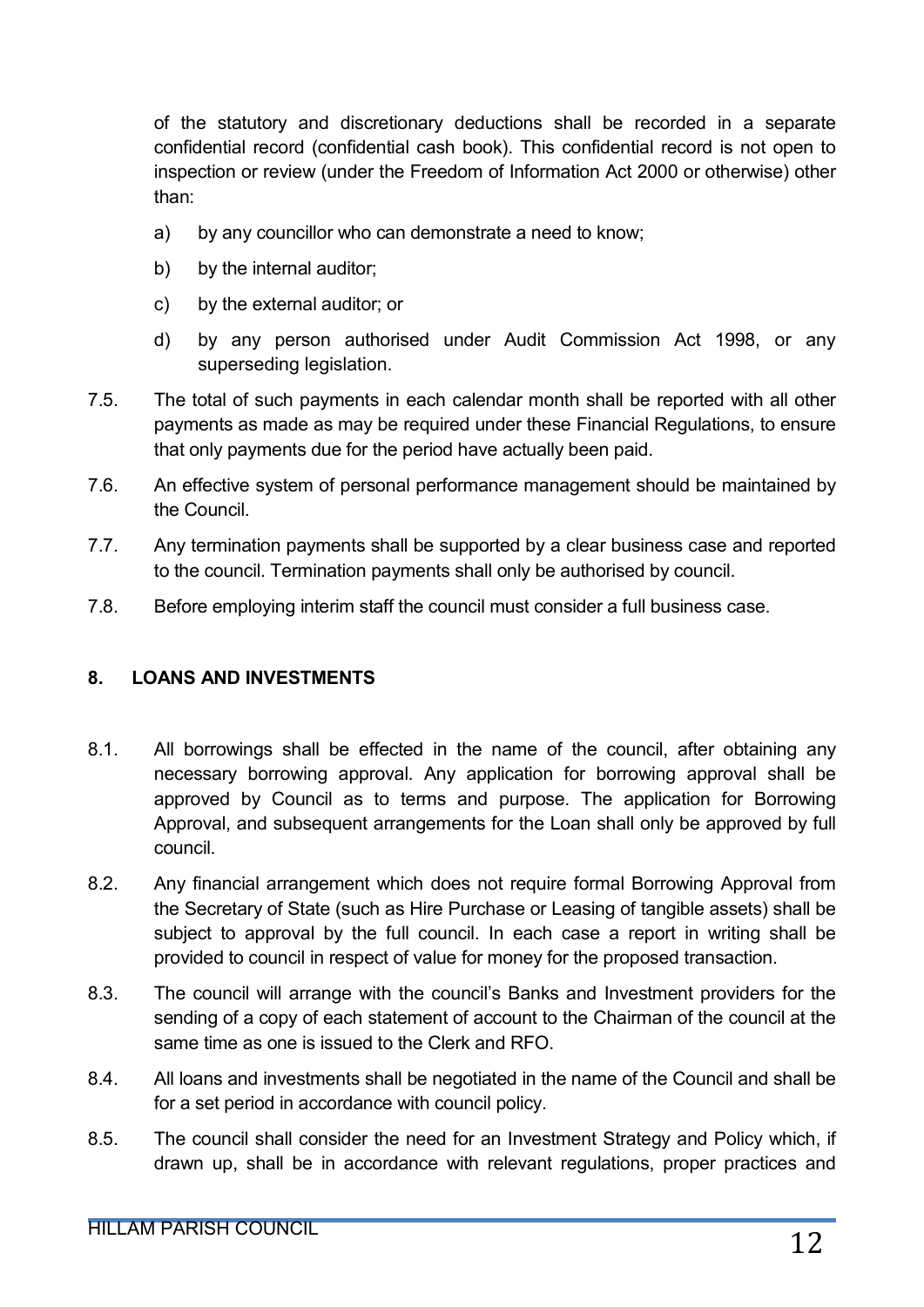of the statutory and discretionary deductions shall be recorded in a separate confidential record (confidential cash book). This confidential record is not open to inspection or review (under the Freedom of Information Act 2000 or otherwise) other than:

a) by any councillor who can demonstrate a need to know;

b) by the internal auditor;

c) by the external auditor; or

d) by any person authorised under Audit Commission Act 1998, or any superseding legislation.

7.5. The total of such payments in each calendar month shall be reported with all other payments as made as may be required under these Financial Regulations, to ensure that only payments due for the period have actually been paid.

7.6. An effective system of personal performance management should be maintained by the Council.

7.7. Any termination payments shall be supported by a clear business case and reported to the council. Termination payments shall only be authorised by council.

7.8. Before employing interim staff the council must consider a full business case.

## 8. LOANS AND INVESTMENTS

8.1. All borrowings shall be effected in the name of the council, after obtaining any necessary borrowing approval. Any application for borrowing approval shall be approved by Council as to terms and purpose. The application for Borrowing Approval, and subsequent arrangements for the Loan shall only be approved by full council.

8.2. Any financial arrangement which does not require formal Borrowing Approval from the Secretary of State (such as Hire Purchase or Leasing of tangible assets) shall be subject to approval by the full council. In each case a report in writing shall be provided to council in respect of value for money for the proposed transaction.

8.3. The council will arrange with the council's Banks and Investment providers for the sending of a copy of each statement of account to the Chairman of the council at the same time as one is issued to the Clerk and RFO.

8.4. All loans and investments shall be negotiated in the name of the Council and shall be for a set period in accordance with council policy.

8.5. The council shall consider the need for an Investment Strategy and Policy which, if drawn up, shall be in accordance with relevant regulations, proper practices and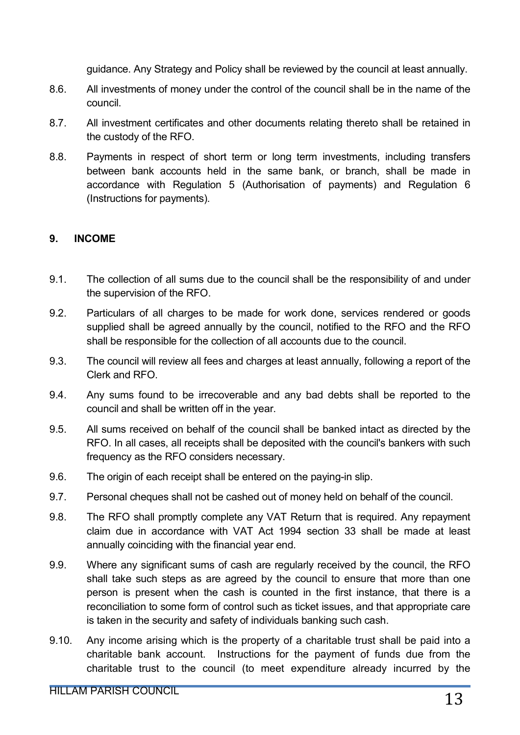guidance. Any Strategy and Policy shall be reviewed by the council at least annually.

8.6. All investments of money under the control of the council shall be in the name of the council.

8.7. All investment certificates and other documents relating thereto shall be retained in the custody of the RFO.

8.8. Payments in respect of short term or long term investments, including transfers between bank accounts held in the same bank, or branch, shall be made in accordance with Regulation 5 (Authorisation of payments) and Regulation 6 (Instructions for payments).

## 9. INCOME

9.1. The collection of all sums due to the council shall be the responsibility of and under the supervision of the RFO.

9.2. Particulars of all charges to be made for work done, services rendered or goods supplied shall be agreed annually by the council, notified to the RFO and the RFO shall be responsible for the collection of all accounts due to the council.

9.3. The council will review all fees and charges at least annually, following a report of the Clerk and RFO.

9.4. Any sums found to be irrecoverable and any bad debts shall be reported to the council and shall be written off in the year.

9.5. All sums received on behalf of the council shall be banked intact as directed by the RFO. In all cases, all receipts shall be deposited with the council's bankers with such frequency as the RFO considers necessary.

9.6. The origin of each receipt shall be entered on the paying-in slip.

9.7. Personal cheques shall not be cashed out of money held on behalf of the council.

9.8. The RFO shall promptly complete any VAT Return that is required. Any repayment claim due in accordance with VAT Act 1994 section 33 shall be made at least annually coinciding with the financial year end.

9.9. Where any significant sums of cash are regularly received by the council, the RFO shall take such steps as are agreed by the council to ensure that more than one person is present when the cash is counted in the first instance, that there is a reconciliation to some form of control such as ticket issues, and that appropriate care is taken in the security and safety of individuals banking such cash.

9.10. Any income arising which is the property of a charitable trust shall be paid into a charitable bank account. Instructions for the payment of funds due from the charitable trust to the council (to meet expenditure already incurred by the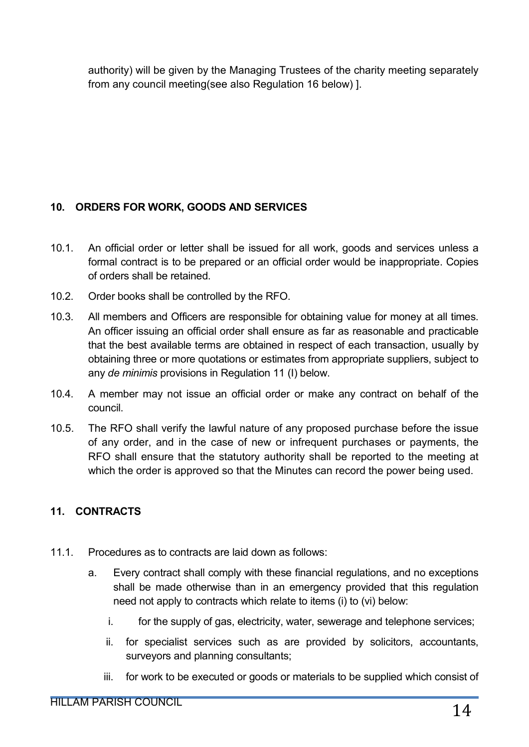authority) will be given by the Managing Trustees of the charity meeting separately from any council meeting(see also Regulation 16 below) ].

## 10. ORDERS FOR WORK, GOODS AND SERVICES

10.1. An official order or letter shall be issued for all work, goods and services unless a formal contract is to be prepared or an official order would be inappropriate. Copies of orders shall be retained.

10.2. Order books shall be controlled by the RFO.

10.3. All members and Officers are responsible for obtaining value for money at all times. An officer issuing an official order shall ensure as far as reasonable and practicable that the best available terms are obtained in respect of each transaction, usually by obtaining three or more quotations or estimates from appropriate suppliers, subject to any *de minimis* provisions in Regulation 11 (I) below.

10.4. A member may not issue an official order or make any contract on behalf of the council.

10.5. The RFO shall verify the lawful nature of any proposed purchase before the issue of any order, and in the case of new or infrequent purchases or payments, the RFO shall ensure that the statutory authority shall be reported to the meeting at which the order is approved so that the Minutes can record the power being used.

## 11. CONTRACTS

11.1. Procedures as to contracts are laid down as follows:

a. Every contract shall comply with these financial regulations, and no exceptions shall be made otherwise than in an emergency provided that this regulation need not apply to contracts which relate to items (i) to (vi) below:

   i. for the supply of gas, electricity, water, sewerage and telephone services;

   ii. for specialist services such as are provided by solicitors, accountants, surveyors and planning consultants;

   iii. for work to be executed or goods or materials to be supplied which consist of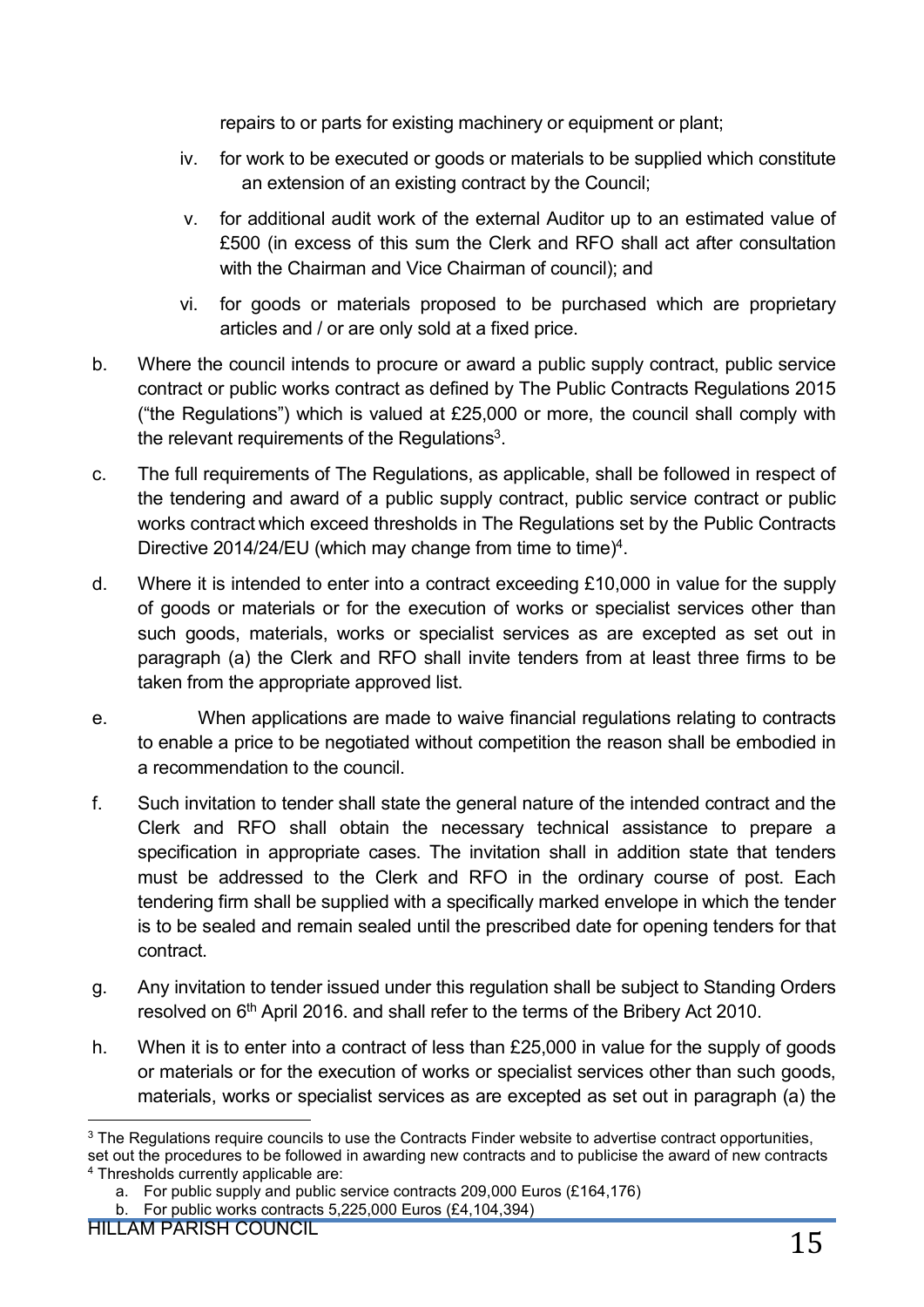repairs to or parts for existing machinery or equipment or plant;

iv. for work to be executed or goods or materials to be supplied which constitute an extension of an existing contract by the Council;

v. for additional audit work of the external Auditor up to an estimated value of £500 (in excess of this sum the Clerk and RFO shall act after consultation with the Chairman and Vice Chairman of council); and

vi. for goods or materials proposed to be purchased which are proprietary articles and / or are only sold at a fixed price.

b. Where the council intends to procure or award a public supply contract, public service contract or public works contract as defined by The Public Contracts Regulations 2015 ("the Regulations") which is valued at £25,000 or more, the council shall comply with the relevant requirements of the Regulations[3].

c. The full requirements of The Regulations, as applicable, shall be followed in respect of the tendering and award of a public supply contract, public service contract or public works contract which exceed thresholds in The Regulations set by the Public Contracts Directive 2014/24/EU (which may change from time to time)[4].

d. Where it is intended to enter into a contract exceeding £10,000 in value for the supply of goods or materials or for the execution of works or specialist services other than such goods, materials, works or specialist services as are excepted as set out in paragraph (a) the Clerk and RFO shall invite tenders from at least three firms to be taken from the appropriate approved list.

e. When applications are made to waive financial regulations relating to contracts to enable a price to be negotiated without competition the reason shall be embodied in a recommendation to the council.

f. Such invitation to tender shall state the general nature of the intended contract and the Clerk and RFO shall obtain the necessary technical assistance to prepare a specification in appropriate cases. The invitation shall in addition state that tenders must be addressed to the Clerk and RFO in the ordinary course of post. Each tendering firm shall be supplied with a specifically marked envelope in which the tender is to be sealed and remain sealed until the prescribed date for opening tenders for that contract.

g. Any invitation to tender issued under this regulation shall be subject to Standing Orders resolved on 6th April 2016. and shall refer to the terms of the Bribery Act 2010.

h. When it is to enter into a contract of less than £25,000 in value for the supply of goods or materials or for the execution of works or specialist services other than such goods, materials, works or specialist services as are excepted as set out in paragraph (a) the

---

[3] The Regulations require councils to use the Contracts Finder website to advertise contract opportunities, set out the procedures to be followed in awarding new contracts and to publicise the award of new contracts

[4] Thresholds currently applicable are:

a. For public supply and public service contracts 209,000 Euros (£164,176)
b. For public works contracts 5,225,000 Euros (£4,104,394)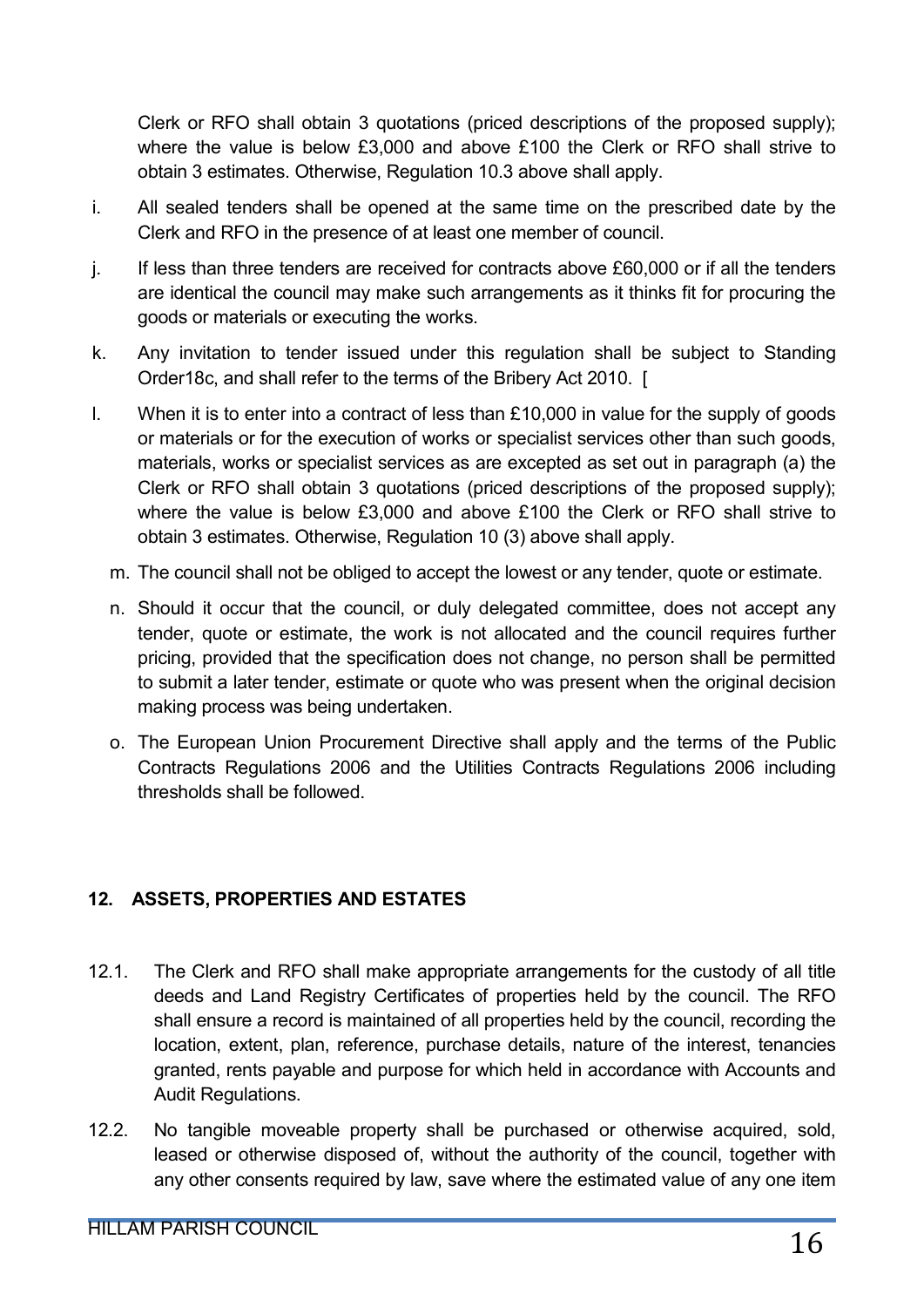Clerk or RFO shall obtain 3 quotations (priced descriptions of the proposed supply); where the value is below £3,000 and above £100 the Clerk or RFO shall strive to obtain 3 estimates. Otherwise, Regulation 10.3 above shall apply.

i. All sealed tenders shall be opened at the same time on the prescribed date by the Clerk and RFO in the presence of at least one member of council.

j. If less than three tenders are received for contracts above £60,000 or if all the tenders are identical the council may make such arrangements as it thinks fit for procuring the goods or materials or executing the works.

k. Any invitation to tender issued under this regulation shall be subject to Standing Order18c, and shall refer to the terms of the Bribery Act 2010. [

l. When it is to enter into a contract of less than £10,000 in value for the supply of goods or materials or for the execution of works or specialist services other than such goods, materials, works or specialist services as are excepted as set out in paragraph (a) the Clerk or RFO shall obtain 3 quotations (priced descriptions of the proposed supply); where the value is below £3,000 and above £100 the Clerk or RFO shall strive to obtain 3 estimates. Otherwise, Regulation 10 (3) above shall apply.

m. The council shall not be obliged to accept the lowest or any tender, quote or estimate.

n. Should it occur that the council, or duly delegated committee, does not accept any tender, quote or estimate, the work is not allocated and the council requires further pricing, provided that the specification does not change, no person shall be permitted to submit a later tender, estimate or quote who was present when the original decision making process was being undertaken.

o. The European Union Procurement Directive shall apply and the terms of the Public Contracts Regulations 2006 and the Utilities Contracts Regulations 2006 including thresholds shall be followed.

## 12. ASSETS, PROPERTIES AND ESTATES

12.1. The Clerk and RFO shall make appropriate arrangements for the custody of all title deeds and Land Registry Certificates of properties held by the council. The RFO shall ensure a record is maintained of all properties held by the council, recording the location, extent, plan, reference, purchase details, nature of the interest, tenancies granted, rents payable and purpose for which held in accordance with Accounts and Audit Regulations.

12.2. No tangible moveable property shall be purchased or otherwise acquired, sold, leased or otherwise disposed of, without the authority of the council, together with any other consents required by law, save where the estimated value of any one item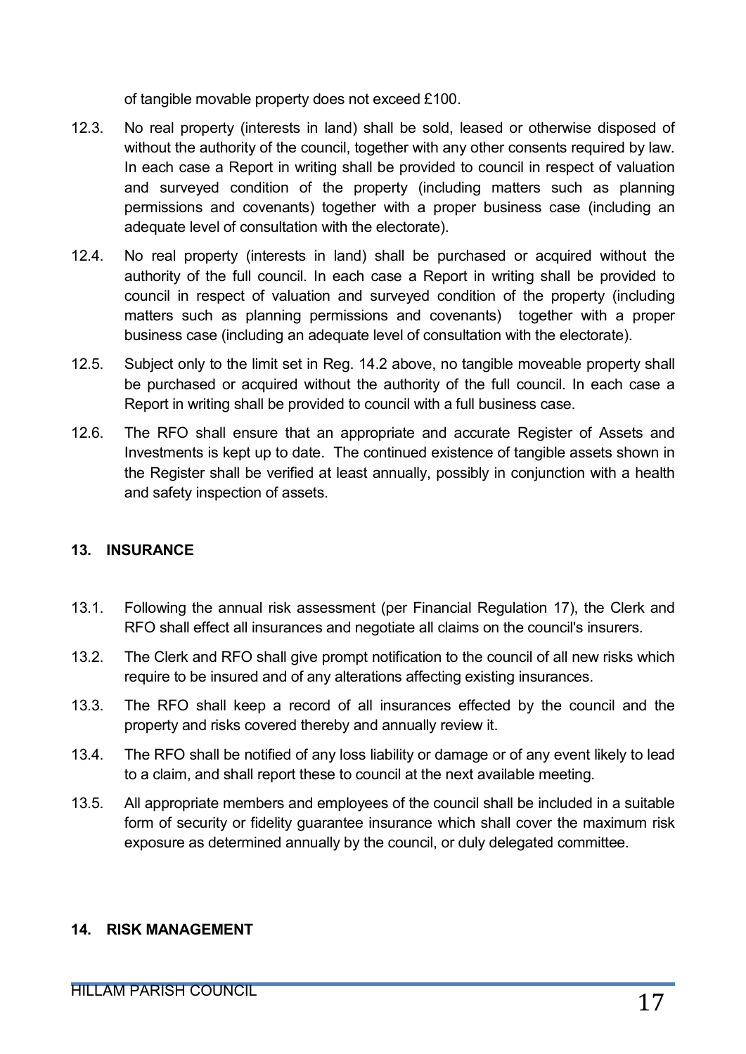of tangible movable property does not exceed £100.

12.3. No real property (interests in land) shall be sold, leased or otherwise disposed of without the authority of the council, together with any other consents required by law. In each case a Report in writing shall be provided to council in respect of valuation and surveyed condition of the property (including matters such as planning permissions and covenants) together with a proper business case (including an adequate level of consultation with the electorate).

12.4. No real property (interests in land) shall be purchased or acquired without the authority of the full council. In each case a Report in writing shall be provided to council in respect of valuation and surveyed condition of the property (including matters such as planning permissions and covenants) together with a proper business case (including an adequate level of consultation with the electorate).

12.5. Subject only to the limit set in Reg. 14.2 above, no tangible moveable property shall be purchased or acquired without the authority of the full council. In each case a Report in writing shall be provided to council with a full business case.

12.6. The RFO shall ensure that an appropriate and accurate Register of Assets and Investments is kept up to date. The continued existence of tangible assets shown in the Register shall be verified at least annually, possibly in conjunction with a health and safety inspection of assets.

## 13. INSURANCE

13.1. Following the annual risk assessment (per Financial Regulation 17), the Clerk and RFO shall effect all insurances and negotiate all claims on the council's insurers.

13.2. The Clerk and RFO shall give prompt notification to the council of all new risks which require to be insured and of any alterations affecting existing insurances.

13.3. The RFO shall keep a record of all insurances effected by the council and the property and risks covered thereby and annually review it.

13.4. The RFO shall be notified of any loss liability or damage or of any event likely to lead to a claim, and shall report these to council at the next available meeting.

13.5. All appropriate members and employees of the council shall be included in a suitable form of security or fidelity guarantee insurance which shall cover the maximum risk exposure as determined annually by the council, or duly delegated committee.

## 14. RISK MANAGEMENT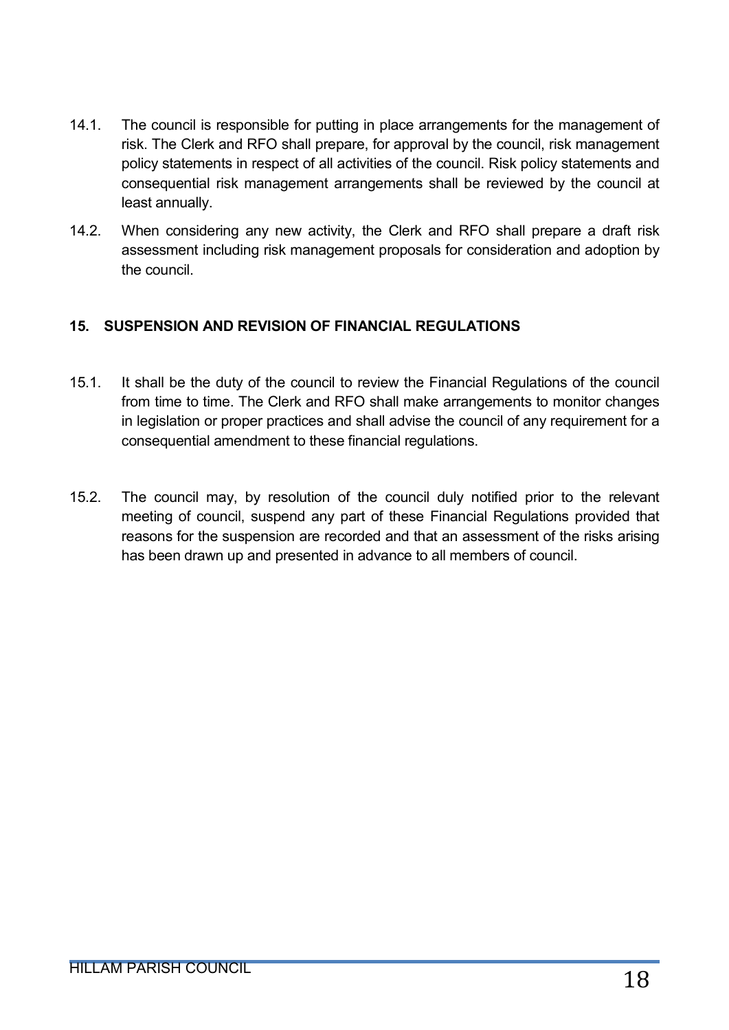14.1. The council is responsible for putting in place arrangements for the management of risk. The Clerk and RFO shall prepare, for approval by the council, risk management policy statements in respect of all activities of the council. Risk policy statements and consequential risk management arrangements shall be reviewed by the council at least annually.

14.2. When considering any new activity, the Clerk and RFO shall prepare a draft risk assessment including risk management proposals for consideration and adoption by the council.

## 15. SUSPENSION AND REVISION OF FINANCIAL REGULATIONS

15.1. It shall be the duty of the council to review the Financial Regulations of the council from time to time. The Clerk and RFO shall make arrangements to monitor changes in legislation or proper practices and shall advise the council of any requirement for a consequential amendment to these financial regulations.

15.2. The council may, by resolution of the council duly notified prior to the relevant meeting of council, suspend any part of these Financial Regulations provided that reasons for the suspension are recorded and that an assessment of the risks arising has been drawn up and presented in advance to all members of council.